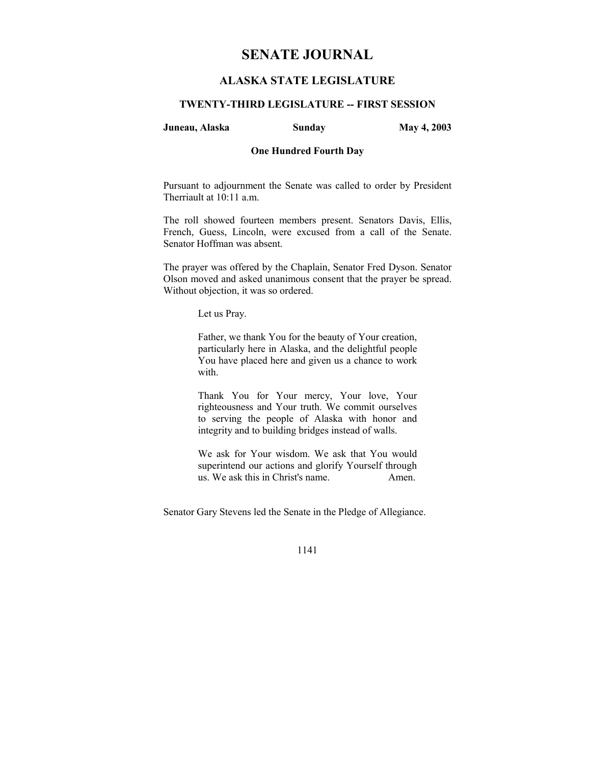# SENATE JOURNAL

## ALASKA STATE LEGISLATURE

### TWENTY-THIRD LEGISLATURE -- FIRST SESSION

**Juneau, Alaska** **Sunday** **May 4, 2003**

**One Hundred Fourth Day**

Pursuant to adjournment the Senate was called to order by President Therriault at 10:11 a.m.

The roll showed fourteen members present. Senators Davis, Ellis, French, Guess, Lincoln, were excused from a call of the Senate. Senator Hoffman was absent.

The prayer was offered by the Chaplain, Senator Fred Dyson. Senator Olson moved and asked unanimous consent that the prayer be spread. Without objection, it was so ordered.

> Let us Pray.
>
> Father, we thank You for the beauty of Your creation, particularly here in Alaska, and the delightful people You have placed here and given us a chance to work with.
>
> Thank You for Your mercy, Your love, Your righteousness and Your truth. We commit ourselves to serving the people of Alaska with honor and integrity and to building bridges instead of walls.
>
> We ask for Your wisdom. We ask that You would superintend our actions and glorify Yourself through us. We ask this in Christ's name. Amen.

Senator Gary Stevens led the Senate in the Pledge of Allegiance.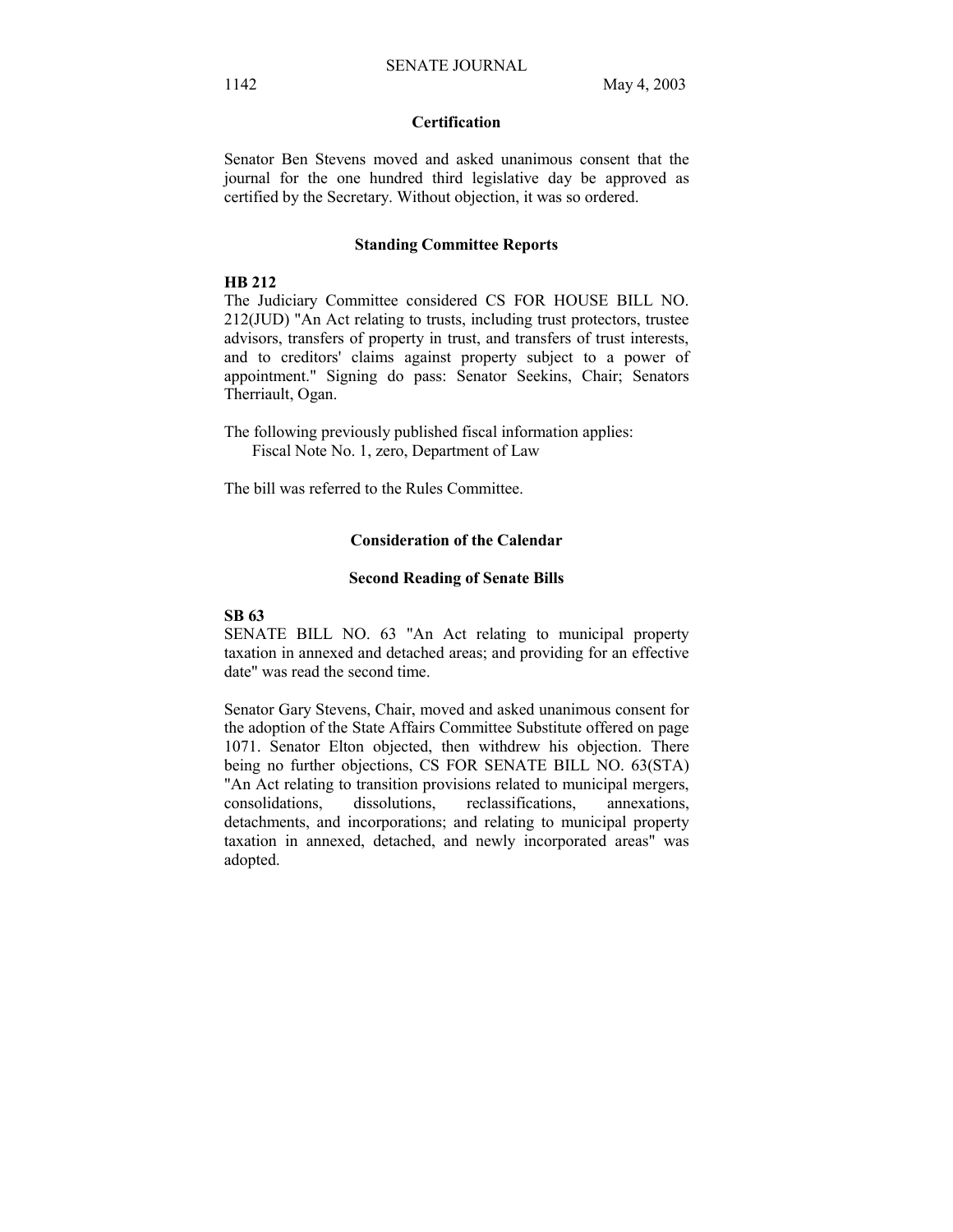## Certification

Senator Ben Stevens moved and asked unanimous consent that the journal for the one hundred third legislative day be approved as certified by the Secretary. Without objection, it was so ordered.

## Standing Committee Reports

**HB 212**
The Judiciary Committee considered CS FOR HOUSE BILL NO. 212(JUD) "An Act relating to trusts, including trust protectors, trustee advisors, transfers of property in trust, and transfers of trust interests, and to creditors' claims against property subject to a power of appointment." Signing do pass: Senator Seekins, Chair; Senators Therriault, Ogan.

The following previously published fiscal information applies:
Fiscal Note No. 1, zero, Department of Law

The bill was referred to the Rules Committee.

## Consideration of the Calendar

### Second Reading of Senate Bills

**SB 63**
SENATE BILL NO. 63 "An Act relating to municipal property taxation in annexed and detached areas; and providing for an effective date" was read the second time.

Senator Gary Stevens, Chair, moved and asked unanimous consent for the adoption of the State Affairs Committee Substitute offered on page 1071. Senator Elton objected, then withdrew his objection. There being no further objections, CS FOR SENATE BILL NO. 63(STA) "An Act relating to transition provisions related to municipal mergers, consolidations, dissolutions, reclassifications, annexations, detachments, and incorporations; and relating to municipal property taxation in annexed, detached, and newly incorporated areas" was adopted.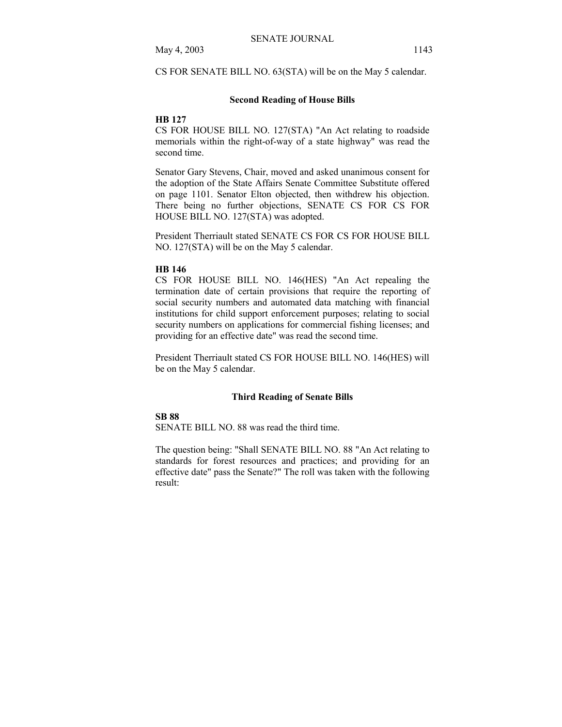CS FOR SENATE BILL NO. 63(STA) will be on the May 5 calendar.

### Second Reading of House Bills

**HB 127**

CS FOR HOUSE BILL NO. 127(STA) "An Act relating to roadside memorials within the right-of-way of a state highway" was read the second time.

Senator Gary Stevens, Chair, moved and asked unanimous consent for the adoption of the State Affairs Senate Committee Substitute offered on page 1101. Senator Elton objected, then withdrew his objection. There being no further objections, SENATE CS FOR CS FOR HOUSE BILL NO. 127(STA) was adopted.

President Therriault stated SENATE CS FOR CS FOR HOUSE BILL NO. 127(STA) will be on the May 5 calendar.

**HB 146**

CS FOR HOUSE BILL NO. 146(HES) "An Act repealing the termination date of certain provisions that require the reporting of social security numbers and automated data matching with financial institutions for child support enforcement purposes; relating to social security numbers on applications for commercial fishing licenses; and providing for an effective date" was read the second time.

President Therriault stated CS FOR HOUSE BILL NO. 146(HES) will be on the May 5 calendar.

### Third Reading of Senate Bills

**SB 88**

SENATE BILL NO. 88 was read the third time.

The question being: "Shall SENATE BILL NO. 88 "An Act relating to standards for forest resources and practices; and providing for an effective date" pass the Senate?" The roll was taken with the following result: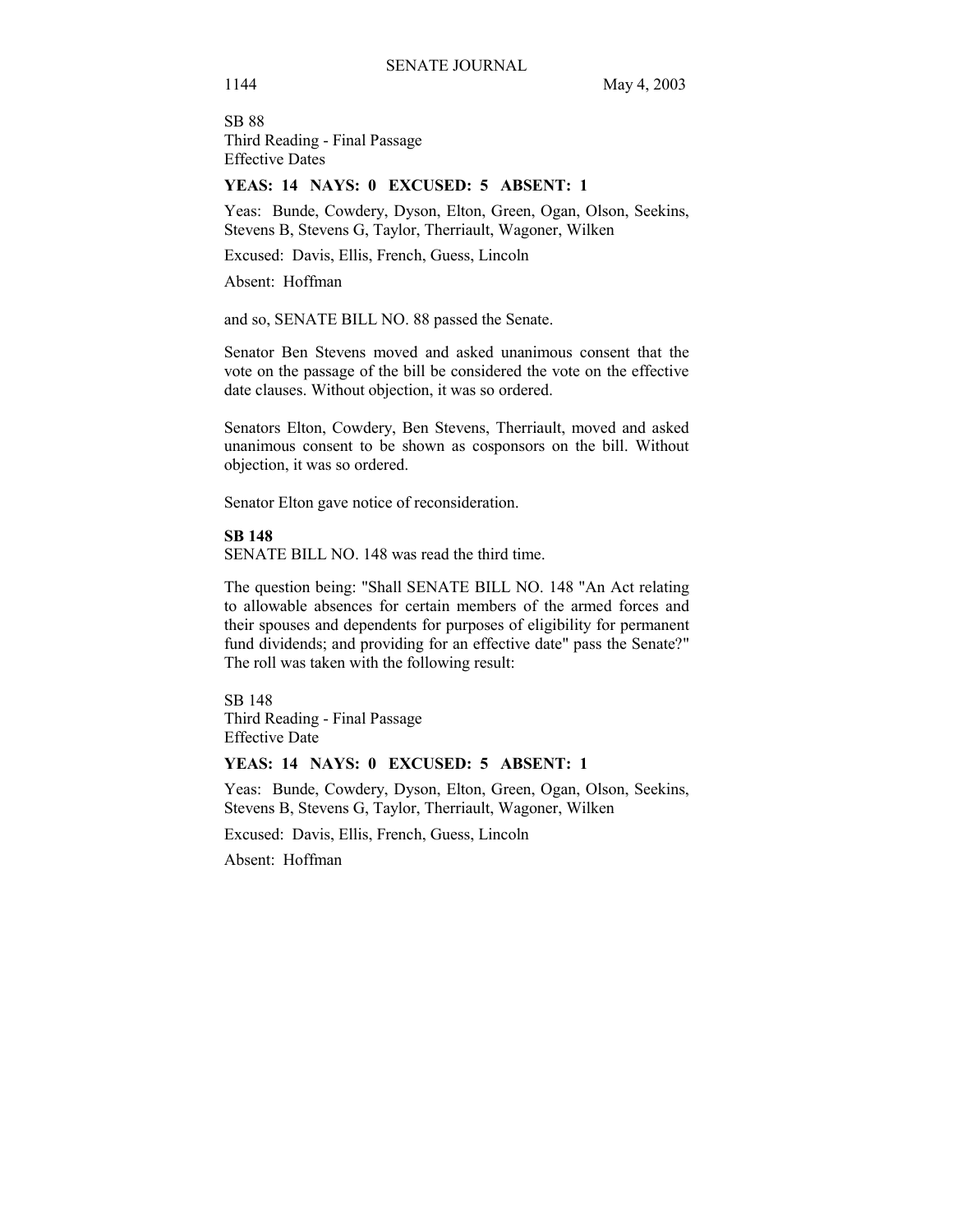SB 88
Third Reading - Final Passage
Effective Dates

**YEAS: 14 NAYS: 0 EXCUSED: 5 ABSENT: 1**

Yeas: Bunde, Cowdery, Dyson, Elton, Green, Ogan, Olson, Seekins, Stevens B, Stevens G, Taylor, Therriault, Wagoner, Wilken

Excused: Davis, Ellis, French, Guess, Lincoln

Absent: Hoffman

and so, SENATE BILL NO. 88 passed the Senate.

Senator Ben Stevens moved and asked unanimous consent that the vote on the passage of the bill be considered the vote on the effective date clauses. Without objection, it was so ordered.

Senators Elton, Cowdery, Ben Stevens, Therriault, moved and asked unanimous consent to be shown as cosponsors on the bill. Without objection, it was so ordered.

Senator Elton gave notice of reconsideration.

**SB 148**
SENATE BILL NO. 148 was read the third time.

The question being: "Shall SENATE BILL NO. 148 "An Act relating to allowable absences for certain members of the armed forces and their spouses and dependents for purposes of eligibility for permanent fund dividends; and providing for an effective date" pass the Senate?" The roll was taken with the following result:

SB 148
Third Reading - Final Passage
Effective Date

**YEAS: 14 NAYS: 0 EXCUSED: 5 ABSENT: 1**

Yeas: Bunde, Cowdery, Dyson, Elton, Green, Ogan, Olson, Seekins, Stevens B, Stevens G, Taylor, Therriault, Wagoner, Wilken

Excused: Davis, Ellis, French, Guess, Lincoln

Absent: Hoffman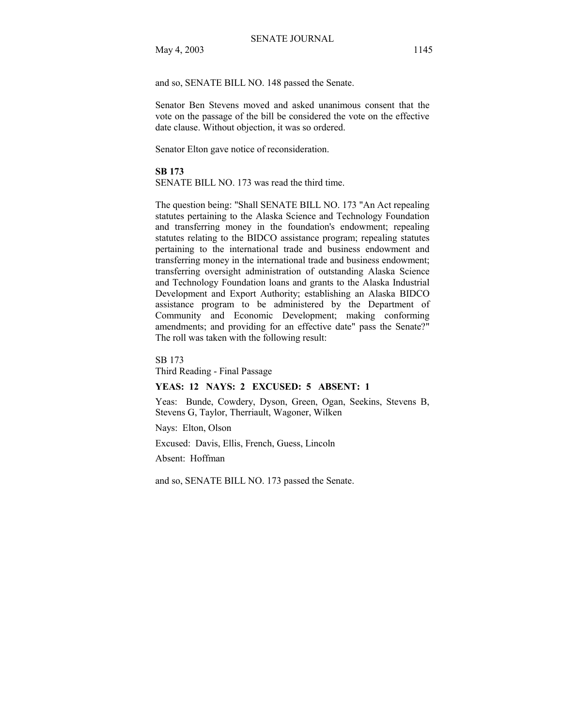and so, SENATE BILL NO. 148 passed the Senate.

Senator Ben Stevens moved and asked unanimous consent that the vote on the passage of the bill be considered the vote on the effective date clause. Without objection, it was so ordered.

Senator Elton gave notice of reconsideration.

**SB 173**

SENATE BILL NO. 173 was read the third time.

The question being: "Shall SENATE BILL NO. 173 "An Act repealing statutes pertaining to the Alaska Science and Technology Foundation and transferring money in the foundation's endowment; repealing statutes relating to the BIDCO assistance program; repealing statutes pertaining to the international trade and business endowment and transferring money in the international trade and business endowment; transferring oversight administration of outstanding Alaska Science and Technology Foundation loans and grants to the Alaska Industrial Development and Export Authority; establishing an Alaska BIDCO assistance program to be administered by the Department of Community and Economic Development; making conforming amendments; and providing for an effective date" pass the Senate?" The roll was taken with the following result:

SB 173
Third Reading - Final Passage

**YEAS: 12 NAYS: 2 EXCUSED: 5 ABSENT: 1**

Yeas: Bunde, Cowdery, Dyson, Green, Ogan, Seekins, Stevens B, Stevens G, Taylor, Therriault, Wagoner, Wilken

Nays: Elton, Olson

Excused: Davis, Ellis, French, Guess, Lincoln

Absent: Hoffman

and so, SENATE BILL NO. 173 passed the Senate.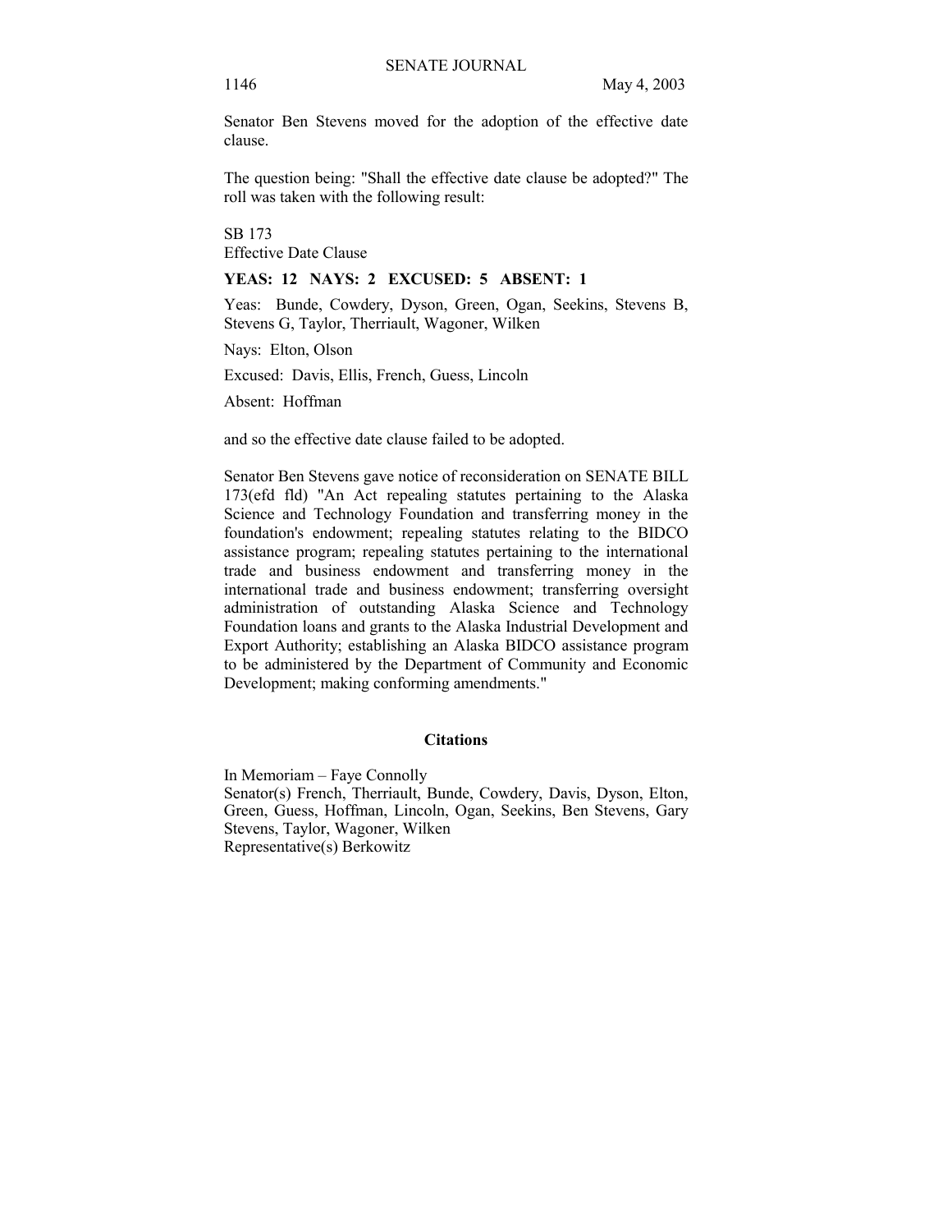Senator Ben Stevens moved for the adoption of the effective date clause.

The question being: "Shall the effective date clause be adopted?" The roll was taken with the following result:

SB 173
Effective Date Clause

**YEAS: 12 NAYS: 2 EXCUSED: 5 ABSENT: 1**

Yeas: Bunde, Cowdery, Dyson, Green, Ogan, Seekins, Stevens B, Stevens G, Taylor, Therriault, Wagoner, Wilken

Nays: Elton, Olson

Excused: Davis, Ellis, French, Guess, Lincoln

Absent: Hoffman

and so the effective date clause failed to be adopted.

Senator Ben Stevens gave notice of reconsideration on SENATE BILL 173(efd fld) "An Act repealing statutes pertaining to the Alaska Science and Technology Foundation and transferring money in the foundation's endowment; repealing statutes relating to the BIDCO assistance program; repealing statutes pertaining to the international trade and business endowment and transferring money in the international trade and business endowment; transferring oversight administration of outstanding Alaska Science and Technology Foundation loans and grants to the Alaska Industrial Development and Export Authority; establishing an Alaska BIDCO assistance program to be administered by the Department of Community and Economic Development; making conforming amendments."

## Citations

In Memoriam – Faye Connolly
Senator(s) French, Therriault, Bunde, Cowdery, Davis, Dyson, Elton, Green, Guess, Hoffman, Lincoln, Ogan, Seekins, Ben Stevens, Gary Stevens, Taylor, Wagoner, Wilken
Representative(s) Berkowitz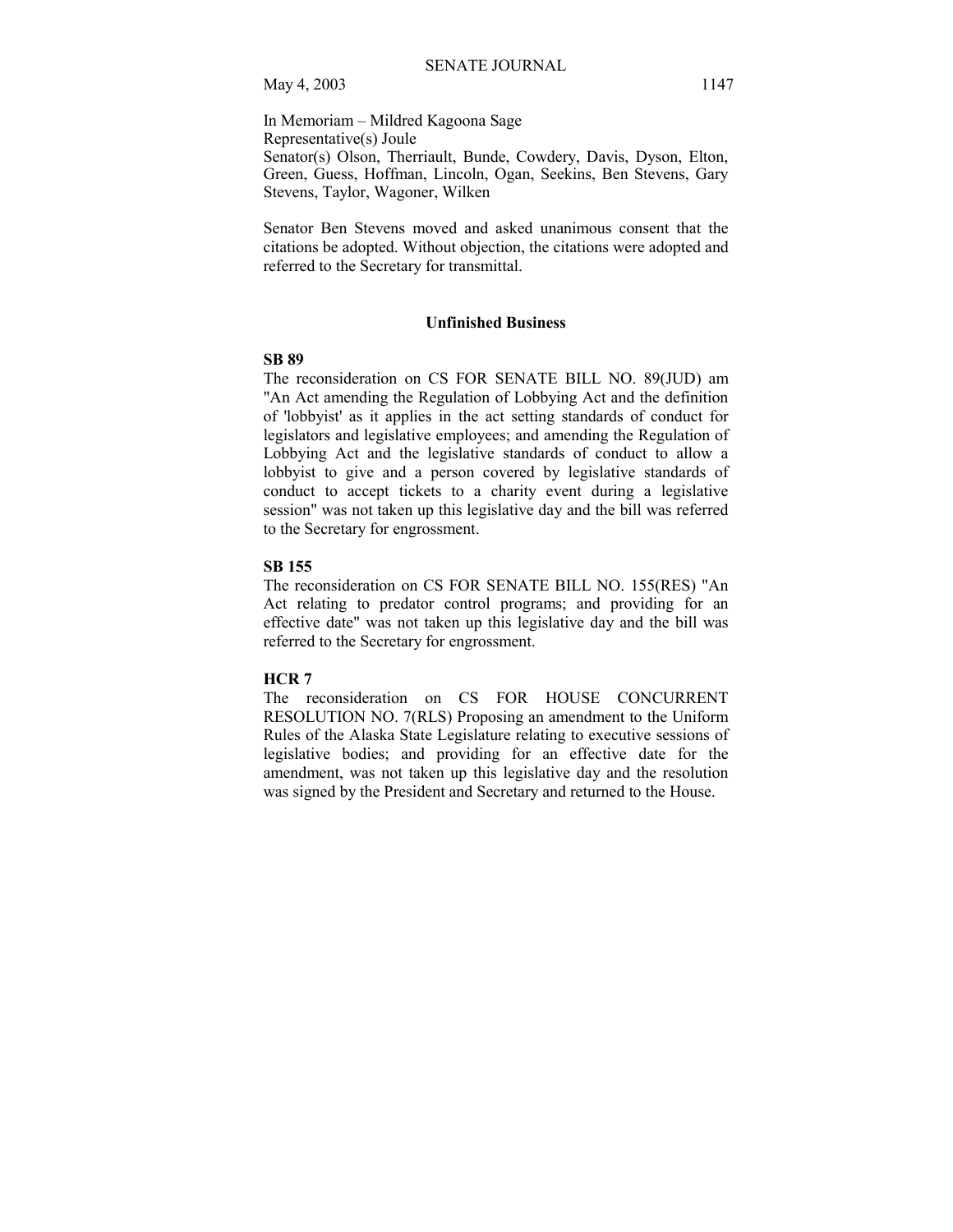In Memoriam – Mildred Kagoona Sage
Representative(s) Joule
Senator(s) Olson, Therriault, Bunde, Cowdery, Davis, Dyson, Elton, Green, Guess, Hoffman, Lincoln, Ogan, Seekins, Ben Stevens, Gary Stevens, Taylor, Wagoner, Wilken

Senator Ben Stevens moved and asked unanimous consent that the citations be adopted. Without objection, the citations were adopted and referred to the Secretary for transmittal.

## Unfinished Business

**SB 89**

The reconsideration on CS FOR SENATE BILL NO. 89(JUD) am "An Act amending the Regulation of Lobbying Act and the definition of 'lobbyist' as it applies in the act setting standards of conduct for legislators and legislative employees; and amending the Regulation of Lobbying Act and the legislative standards of conduct to allow a lobbyist to give and a person covered by legislative standards of conduct to accept tickets to a charity event during a legislative session" was not taken up this legislative day and the bill was referred to the Secretary for engrossment.

**SB 155**

The reconsideration on CS FOR SENATE BILL NO. 155(RES) "An Act relating to predator control programs; and providing for an effective date" was not taken up this legislative day and the bill was referred to the Secretary for engrossment.

**HCR 7**

The reconsideration on CS FOR HOUSE CONCURRENT RESOLUTION NO. 7(RLS) Proposing an amendment to the Uniform Rules of the Alaska State Legislature relating to executive sessions of legislative bodies; and providing for an effective date for the amendment, was not taken up this legislative day and the resolution was signed by the President and Secretary and returned to the House.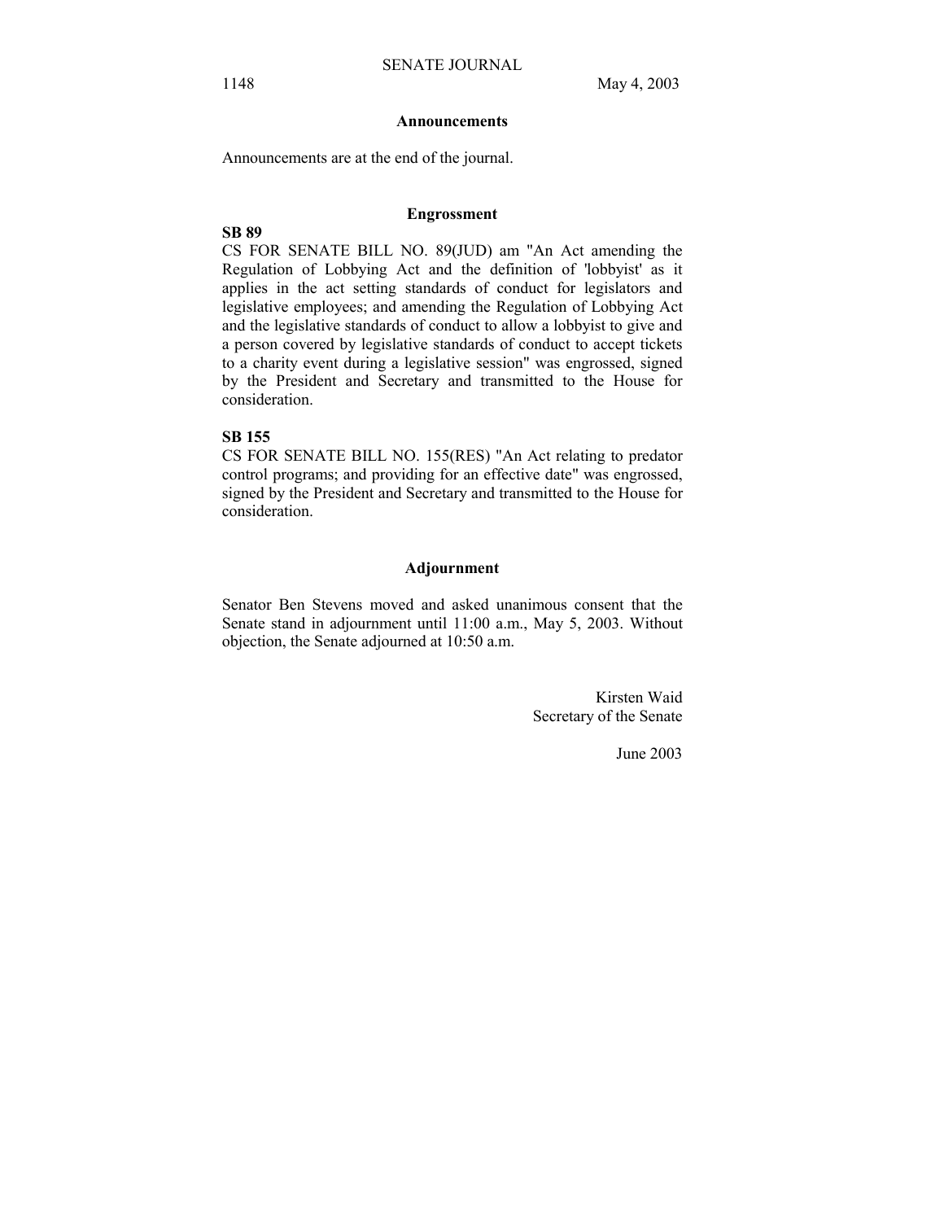## Announcements

Announcements are at the end of the journal.

## Engrossment

**SB 89**

CS FOR SENATE BILL NO. 89(JUD) am "An Act amending the Regulation of Lobbying Act and the definition of 'lobbyist' as it applies in the act setting standards of conduct for legislators and legislative employees; and amending the Regulation of Lobbying Act and the legislative standards of conduct to allow a lobbyist to give and a person covered by legislative standards of conduct to accept tickets to a charity event during a legislative session" was engrossed, signed by the President and Secretary and transmitted to the House for consideration.

**SB 155**

CS FOR SENATE BILL NO. 155(RES) "An Act relating to predator control programs; and providing for an effective date" was engrossed, signed by the President and Secretary and transmitted to the House for consideration.

## Adjournment

Senator Ben Stevens moved and asked unanimous consent that the Senate stand in adjournment until 11:00 a.m., May 5, 2003. Without objection, the Senate adjourned at 10:50 a.m.

Kirsten Waid
Secretary of the Senate

June 2003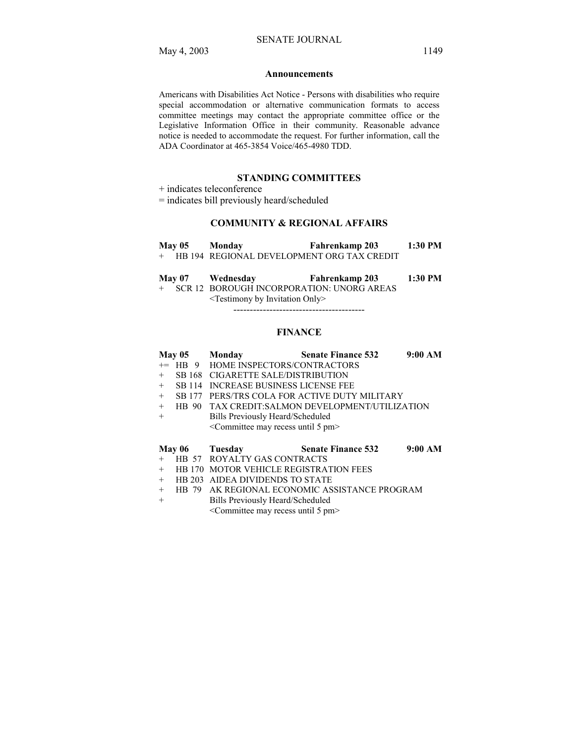## Announcements

Americans with Disabilities Act Notice - Persons with disabilities who require special accommodation or alternative communication formats to access committee meetings may contact the appropriate committee office or the Legislative Information Office in their community. Reasonable advance notice is needed to accommodate the request. For further information, call the ADA Coordinator at 465-3854 Voice/465-4980 TDD.

## STANDING COMMITTEES

+ indicates teleconference
= indicates bill previously heard/scheduled

### COMMUNITY & REGIONAL AFFAIRS

**May 05 Monday Fahrenkamp 203 1:30 PM**

+ HB 194 REGIONAL DEVELOPMENT ORG TAX CREDIT

**May 07 Wednesday Fahrenkamp 203 1:30 PM**

+ SCR 12 BOROUGH INCORPORATION: UNORG AREAS
<Testimony by Invitation Only>

----------------------------------------

### FINANCE

**May 05 Monday Senate Finance 532 9:00 AM**

+= HB 9 HOME INSPECTORS/CONTRACTORS
+ SB 168 CIGARETTE SALE/DISTRIBUTION
+ SB 114 INCREASE BUSINESS LICENSE FEE
+ SB 177 PERS/TRS COLA FOR ACTIVE DUTY MILITARY
+ HB 90 TAX CREDIT:SALMON DEVELOPMENT/UTILIZATION
+ Bills Previously Heard/Scheduled
<Committee may recess until 5 pm>

**May 06 Tuesday Senate Finance 532 9:00 AM**

+ HB 57 ROYALTY GAS CONTRACTS
+ HB 170 MOTOR VEHICLE REGISTRATION FEES
+ HB 203 AIDEA DIVIDENDS TO STATE
+ HB 79 AK REGIONAL ECONOMIC ASSISTANCE PROGRAM
+ Bills Previously Heard/Scheduled
<Committee may recess until 5 pm>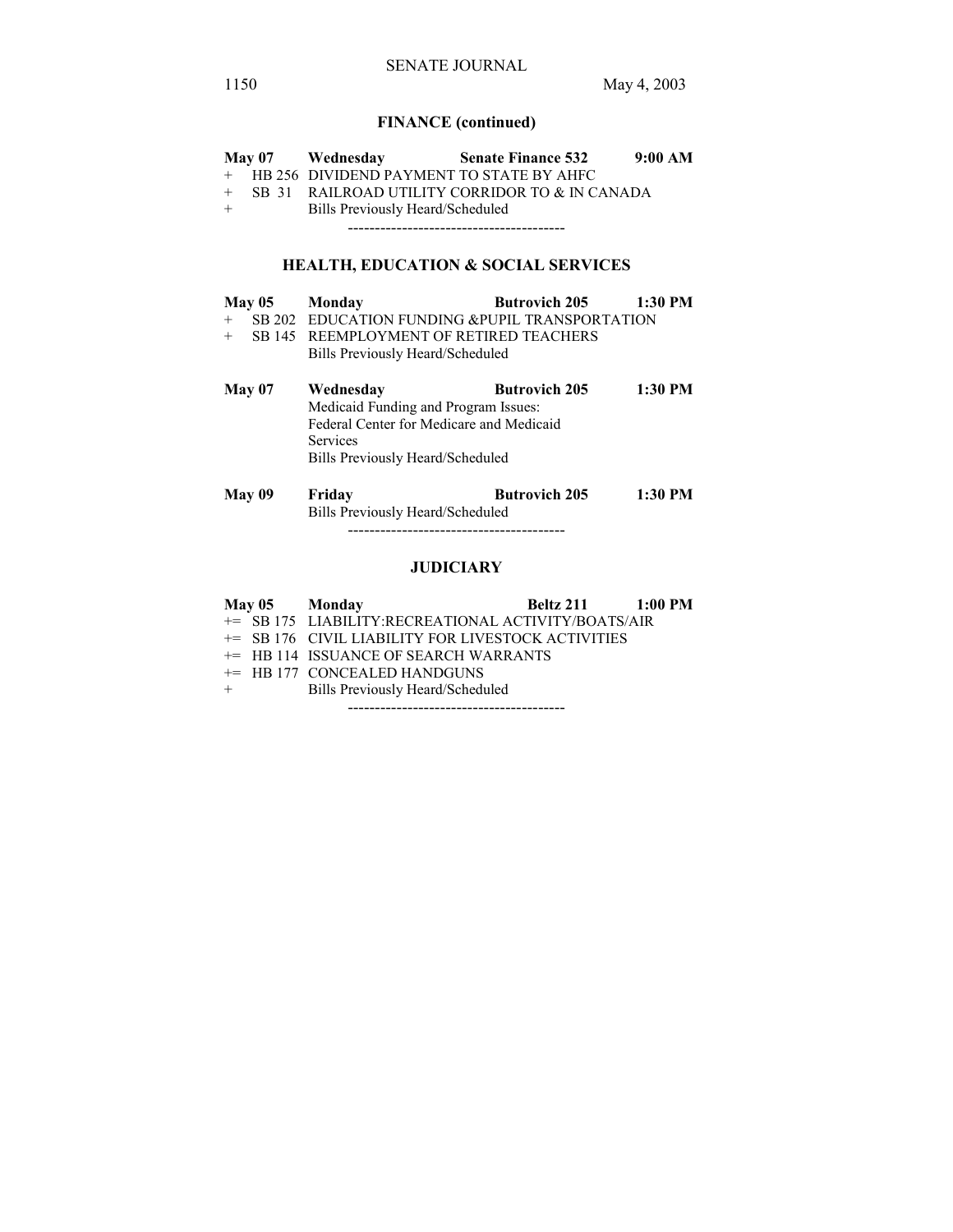## FINANCE (continued)

**May 07 Wednesday Senate Finance 532 9:00 AM**

+ HB 256 DIVIDEND PAYMENT TO STATE BY AHFC
+ SB 31 RAILROAD UTILITY CORRIDOR TO & IN CANADA
+ Bills Previously Heard/Scheduled

----------------------------------------

## HEALTH, EDUCATION & SOCIAL SERVICES

**May 05 Monday Butrovich 205 1:30 PM**

+ SB 202 EDUCATION FUNDING &PUPIL TRANSPORTATION
+ SB 145 REEMPLOYMENT OF RETIRED TEACHERS

Bills Previously Heard/Scheduled

**May 07 Wednesday Butrovich 205 1:30 PM**

Medicaid Funding and Program Issues:
Federal Center for Medicare and Medicaid Services
Bills Previously Heard/Scheduled

**May 09 Friday Butrovich 205 1:30 PM**

Bills Previously Heard/Scheduled

----------------------------------------

## JUDICIARY

**May 05 Monday Beltz 211 1:00 PM**

+= SB 175 LIABILITY:RECREATIONAL ACTIVITY/BOATS/AIR
+= SB 176 CIVIL LIABILITY FOR LIVESTOCK ACTIVITIES
+= HB 114 ISSUANCE OF SEARCH WARRANTS
+= HB 177 CONCEALED HANDGUNS
+ Bills Previously Heard/Scheduled

----------------------------------------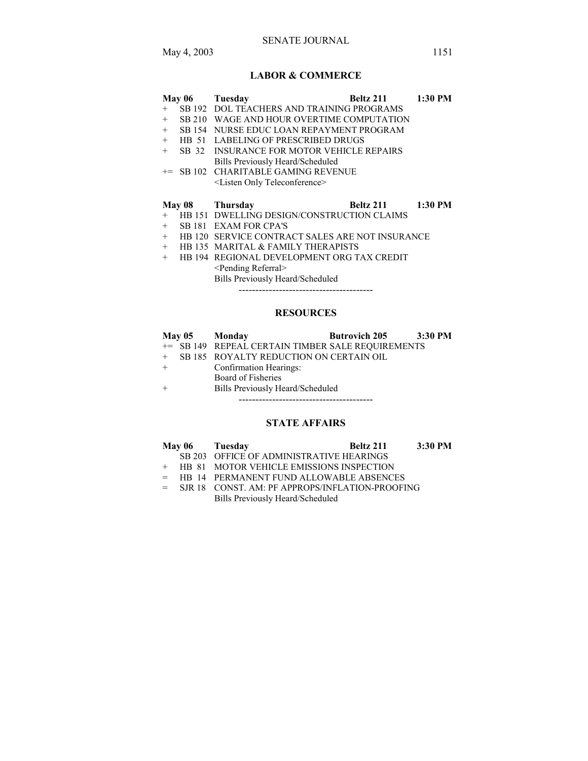## LABOR & COMMERCE

| | | | | |
|---|---|---|---|---|
| **May 06** | **Tuesday** | | **Beltz 211** | **1:30 PM** |
| + | SB 192 | DOL TEACHERS AND TRAINING PROGRAMS | | |
| + | SB 210 | WAGE AND HOUR OVERTIME COMPUTATION | | |
| + | SB 154 | NURSE EDUC LOAN REPAYMENT PROGRAM | | |
| + | HB 51 | LABELING OF PRESCRIBED DRUGS | | |
| + | SB 32 | INSURANCE FOR MOTOR VEHICLE REPAIRS | | |
| | | Bills Previously Heard/Scheduled | | |
| += | SB 102 | CHARITABLE GAMING REVENUE | | |
| | | <Listen Only Teleconference> | | |

| | | | | |
|---|---|---|---|---|
| **May 08** | **Thursday** | | **Beltz 211** | **1:30 PM** |
| + | HB 151 | DWELLING DESIGN/CONSTRUCTION CLAIMS | | |
| + | SB 181 | EXAM FOR CPA'S | | |
| + | HB 120 | SERVICE CONTRACT SALES ARE NOT INSURANCE | | |
| + | HB 135 | MARITAL & FAMILY THERAPISTS | | |
| + | HB 194 | REGIONAL DEVELOPMENT ORG TAX CREDIT | | |
| | | <Pending Referral> | | |
| | | Bills Previously Heard/Scheduled | | |

----------------------------------------

## RESOURCES

| | | | | |
|---|---|---|---|---|
| **May 05** | **Monday** | | **Butrovich 205** | **3:30 PM** |
| += | SB 149 | REPEAL CERTAIN TIMBER SALE REQUIREMENTS | | |
| + | SB 185 | ROYALTY REDUCTION ON CERTAIN OIL | | |
| + | | Confirmation Hearings: | | |
| | | Board of Fisheries | | |
| + | | Bills Previously Heard/Scheduled | | |

----------------------------------------

## STATE AFFAIRS

| | | | | |
|---|---|---|---|---|
| **May 06** | **Tuesday** | | **Beltz 211** | **3:30 PM** |
| | SB 203 | OFFICE OF ADMINISTRATIVE HEARINGS | | |
| + | HB 81 | MOTOR VEHICLE EMISSIONS INSPECTION | | |
| = | HB 14 | PERMANENT FUND ALLOWABLE ABSENCES | | |
| = | SJR 18 | CONST. AM: PF APPROPS/INFLATION-PROOFING | | |
| | | Bills Previously Heard/Scheduled | | |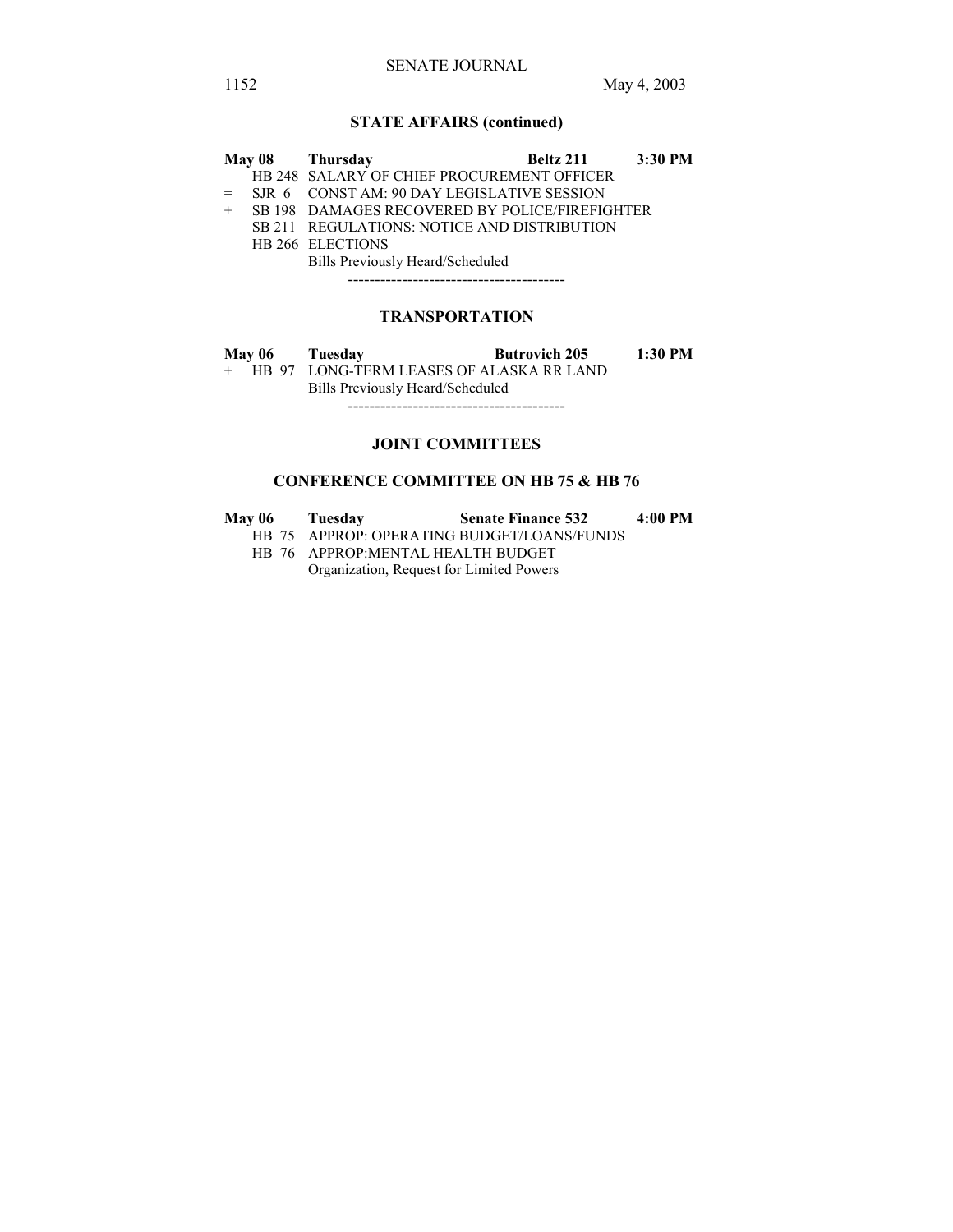## STATE AFFAIRS (continued)

**May 08 Thursday Beltz 211 3:30 PM**

HB 248 SALARY OF CHIEF PROCUREMENT OFFICER
= SJR 6 CONST AM: 90 DAY LEGISLATIVE SESSION
+ SB 198 DAMAGES RECOVERED BY POLICE/FIREFIGHTER
SB 211 REGULATIONS: NOTICE AND DISTRIBUTION
HB 266 ELECTIONS
Bills Previously Heard/Scheduled

----------------------------------------

## TRANSPORTATION

**May 06 Tuesday Butrovich 205 1:30 PM**

+ HB 97 LONG-TERM LEASES OF ALASKA RR LAND
Bills Previously Heard/Scheduled

----------------------------------------

## JOINT COMMITTEES

## CONFERENCE COMMITTEE ON HB 75 & HB 76

**May 06 Tuesday Senate Finance 532 4:00 PM**

HB 75 APPROP: OPERATING BUDGET/LOANS/FUNDS
HB 76 APPROP:MENTAL HEALTH BUDGET
Organization, Request for Limited Powers